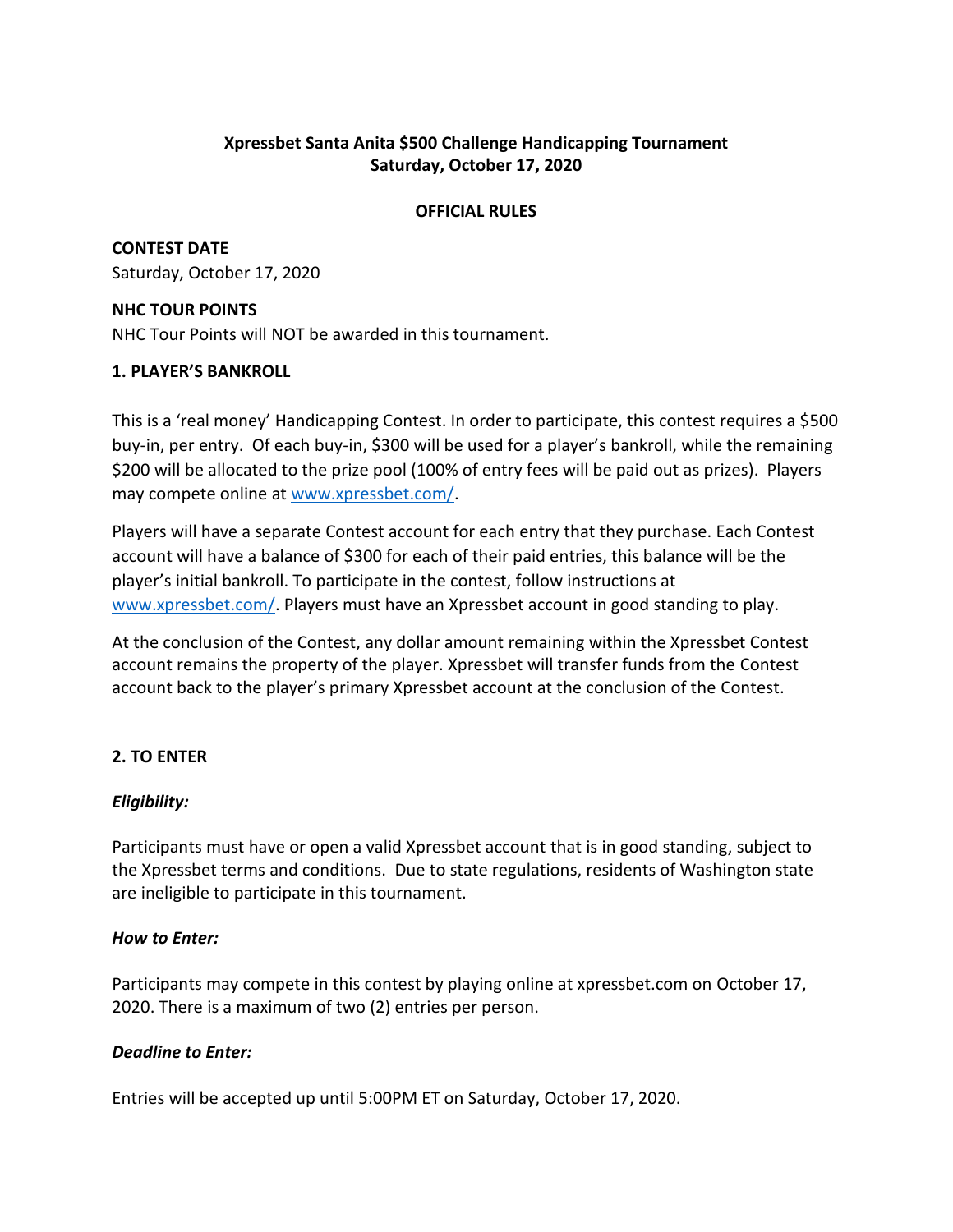**Xpressbet Santa Anita $500 Challenge Handicapping Tournament**
**Saturday, October 17, 2020**

**OFFICIAL RULES**

**CONTEST DATE**
Saturday, October 17, 2020

**NHC TOUR POINTS**
NHC Tour Points will NOT be awarded in this tournament.

**1. PLAYER'S BANKROLL**

This is a 'real money' Handicapping Contest. In order to participate, this contest requires a $500 buy-in, per entry. Of each buy-in, $300 will be used for a player's bankroll, while the remaining $200 will be allocated to the prize pool (100% of entry fees will be paid out as prizes). Players may compete online at [www.xpressbet.com/](www.xpressbet.com/).

Players will have a separate Contest account for each entry that they purchase. Each Contest account will have a balance of $300 for each of their paid entries, this balance will be the player's initial bankroll. To participate in the contest, follow instructions at [www.xpressbet.com/](www.xpressbet.com/). Players must have an Xpressbet account in good standing to play.

At the conclusion of the Contest, any dollar amount remaining within the Xpressbet Contest account remains the property of the player. Xpressbet will transfer funds from the Contest account back to the player's primary Xpressbet account at the conclusion of the Contest.

**2. TO ENTER**

***Eligibility:***

Participants must have or open a valid Xpressbet account that is in good standing, subject to the Xpressbet terms and conditions. Due to state regulations, residents of Washington state are ineligible to participate in this tournament.

***How to Enter:***

Participants may compete in this contest by playing online at xpressbet.com on October 17, 2020. There is a maximum of two (2) entries per person.

***Deadline to Enter:***

Entries will be accepted up until 5:00PM ET on Saturday, October 17, 2020.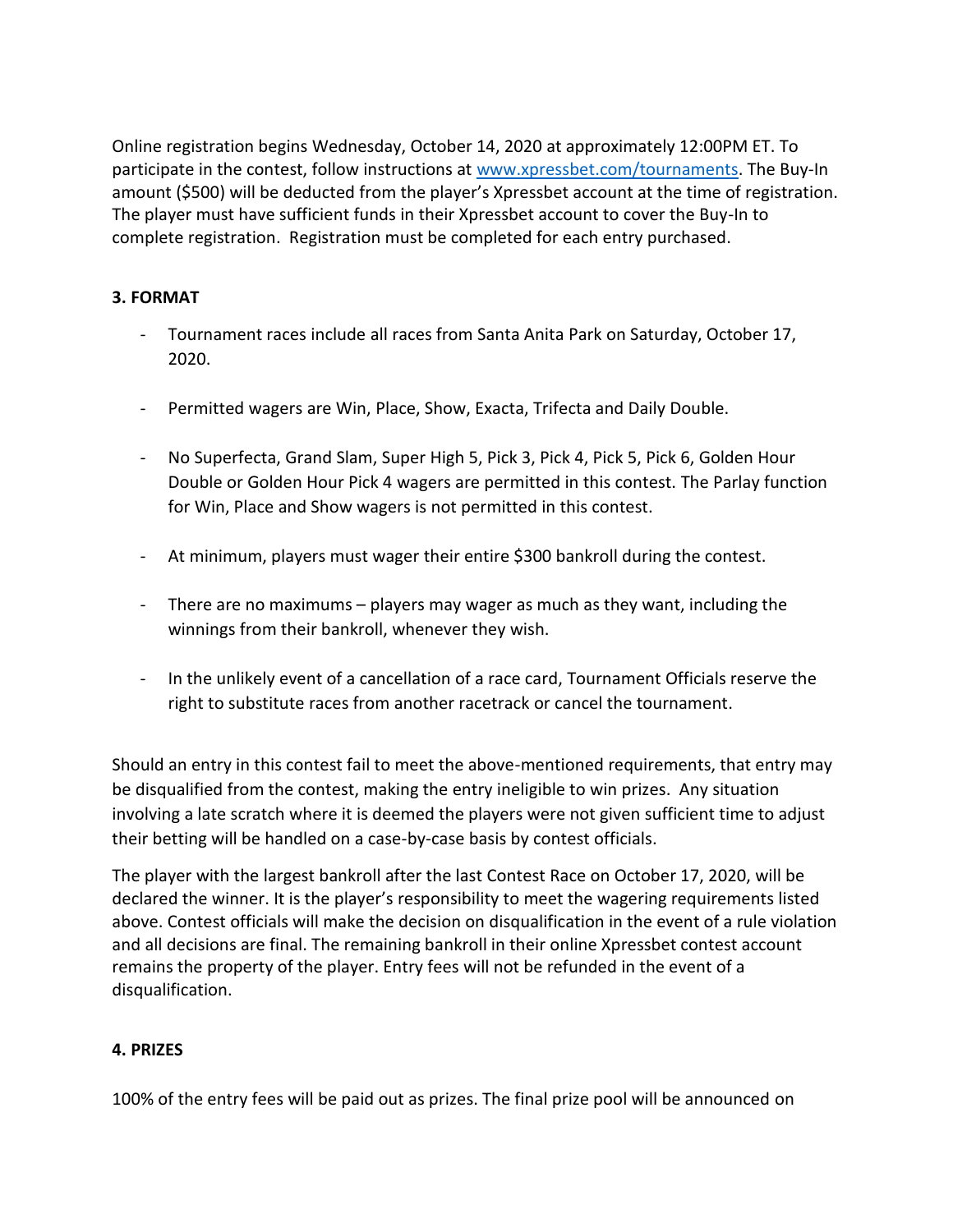Online registration begins Wednesday, October 14, 2020 at approximately 12:00PM ET. To participate in the contest, follow instructions at [www.xpressbet.com/tournaments](http://www.xpressbet.com/tournaments). The Buy-In amount ($500) will be deducted from the player's Xpressbet account at the time of registration. The player must have sufficient funds in their Xpressbet account to cover the Buy-In to complete registration. Registration must be completed for each entry purchased.

### 3. FORMAT

- Tournament races include all races from Santa Anita Park on Saturday, October 17, 2020.
- Permitted wagers are Win, Place, Show, Exacta, Trifecta and Daily Double.
- No Superfecta, Grand Slam, Super High 5, Pick 3, Pick 4, Pick 5, Pick 6, Golden Hour Double or Golden Hour Pick 4 wagers are permitted in this contest. The Parlay function for Win, Place and Show wagers is not permitted in this contest.
- At minimum, players must wager their entire $300 bankroll during the contest.
- There are no maximums – players may wager as much as they want, including the winnings from their bankroll, whenever they wish.
- In the unlikely event of a cancellation of a race card, Tournament Officials reserve the right to substitute races from another racetrack or cancel the tournament.

Should an entry in this contest fail to meet the above-mentioned requirements, that entry may be disqualified from the contest, making the entry ineligible to win prizes. Any situation involving a late scratch where it is deemed the players were not given sufficient time to adjust their betting will be handled on a case-by-case basis by contest officials.

The player with the largest bankroll after the last Contest Race on October 17, 2020, will be declared the winner. It is the player's responsibility to meet the wagering requirements listed above. Contest officials will make the decision on disqualification in the event of a rule violation and all decisions are final. The remaining bankroll in their online Xpressbet contest account remains the property of the player. Entry fees will not be refunded in the event of a disqualification.

### 4. PRIZES

100% of the entry fees will be paid out as prizes. The final prize pool will be announced on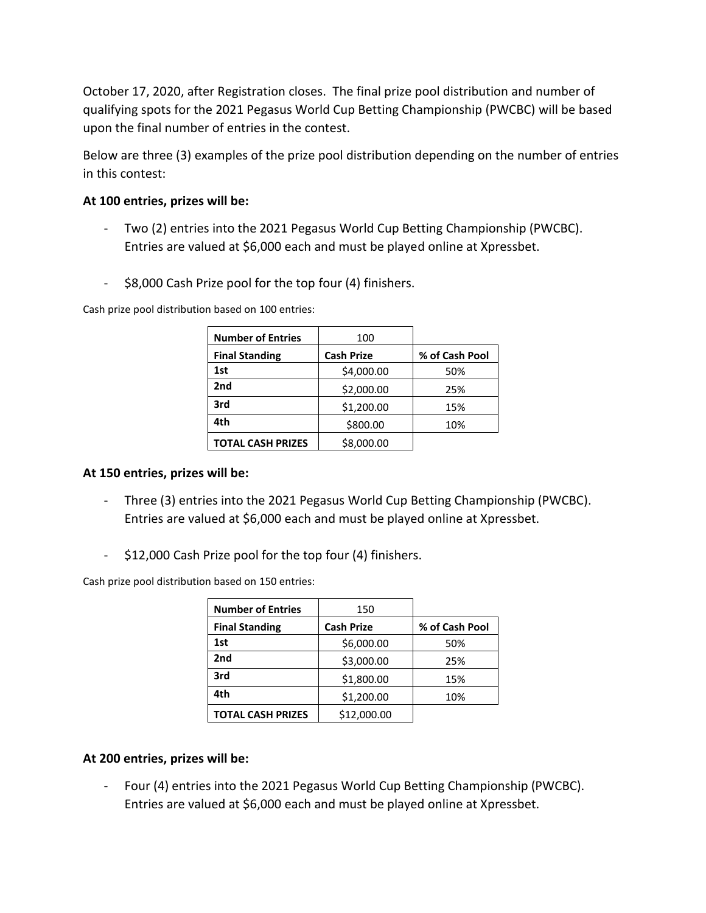October 17, 2020, after Registration closes. The final prize pool distribution and number of qualifying spots for the 2021 Pegasus World Cup Betting Championship (PWCBC) will be based upon the final number of entries in the contest.

Below are three (3) examples of the prize pool distribution depending on the number of entries in this contest:

**At 100 entries, prizes will be:**

- Two (2) entries into the 2021 Pegasus World Cup Betting Championship (PWCBC). Entries are valued at $6,000 each and must be played online at Xpressbet.
- $8,000 Cash Prize pool for the top four (4) finishers.

Cash prize pool distribution based on 100 entries:

| **Number of Entries** | 100 | |
|---|---|---|
| **Final Standing** | **Cash Prize** | **% of Cash Pool** |
| **1st** | $4,000.00 | 50% |
| **2nd** | $2,000.00 | 25% |
| **3rd** | $1,200.00 | 15% |
| **4th** | $800.00 | 10% |
| **TOTAL CASH PRIZES** | $8,000.00 | |

**At 150 entries, prizes will be:**

- Three (3) entries into the 2021 Pegasus World Cup Betting Championship (PWCBC). Entries are valued at $6,000 each and must be played online at Xpressbet.
- $12,000 Cash Prize pool for the top four (4) finishers.

Cash prize pool distribution based on 150 entries:

| **Number of Entries** | 150 | |
|---|---|---|
| **Final Standing** | **Cash Prize** | **% of Cash Pool** |
| **1st** | $6,000.00 | 50% |
| **2nd** | $3,000.00 | 25% |
| **3rd** | $1,800.00 | 15% |
| **4th** | $1,200.00 | 10% |
| **TOTAL CASH PRIZES** | $12,000.00 | |

**At 200 entries, prizes will be:**

- Four (4) entries into the 2021 Pegasus World Cup Betting Championship (PWCBC). Entries are valued at $6,000 each and must be played online at Xpressbet.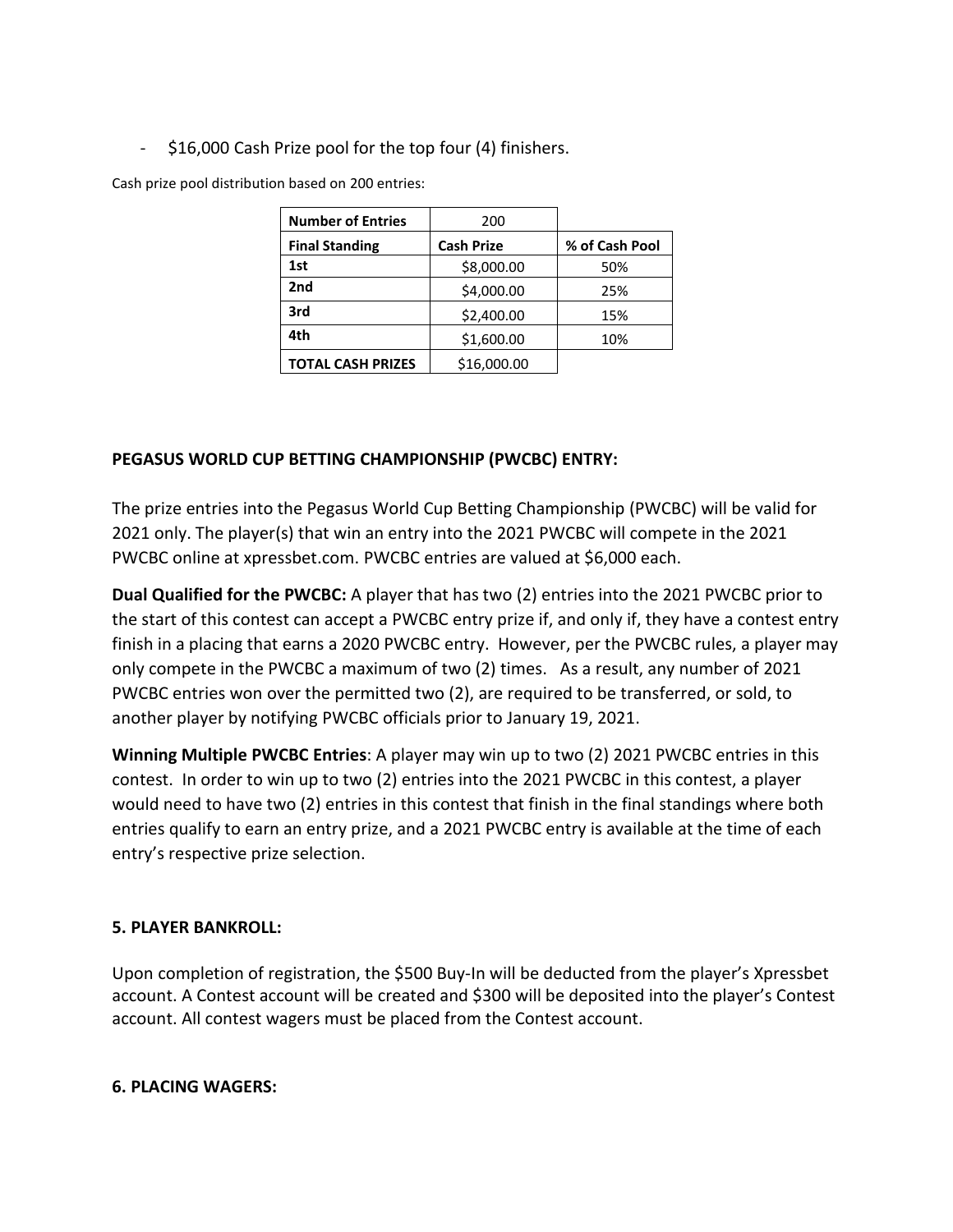- $16,000 Cash Prize pool for the top four (4) finishers.

Cash prize pool distribution based on 200 entries:

| **Number of Entries** | 200 | |
|---|---|---|
| **Final Standing** | **Cash Prize** | **% of Cash Pool** |
| **1st** | $8,000.00 | 50% |
| **2nd** | $4,000.00 | 25% |
| **3rd** | $2,400.00 | 15% |
| **4th** | $1,600.00 | 10% |
| **TOTAL CASH PRIZES** | $16,000.00 | |

**PEGASUS WORLD CUP BETTING CHAMPIONSHIP (PWCBC) ENTRY:**

The prize entries into the Pegasus World Cup Betting Championship (PWCBC) will be valid for 2021 only. The player(s) that win an entry into the 2021 PWCBC will compete in the 2021 PWCBC online at xpressbet.com. PWCBC entries are valued at $6,000 each.

**Dual Qualified for the PWCBC:** A player that has two (2) entries into the 2021 PWCBC prior to the start of this contest can accept a PWCBC entry prize if, and only if, they have a contest entry finish in a placing that earns a 2020 PWCBC entry. However, per the PWCBC rules, a player may only compete in the PWCBC a maximum of two (2) times. As a result, any number of 2021 PWCBC entries won over the permitted two (2), are required to be transferred, or sold, to another player by notifying PWCBC officials prior to January 19, 2021.

**Winning Multiple PWCBC Entries**: A player may win up to two (2) 2021 PWCBC entries in this contest. In order to win up to two (2) entries into the 2021 PWCBC in this contest, a player would need to have two (2) entries in this contest that finish in the final standings where both entries qualify to earn an entry prize, and a 2021 PWCBC entry is available at the time of each entry's respective prize selection.

**5. PLAYER BANKROLL:**

Upon completion of registration, the $500 Buy-In will be deducted from the player's Xpressbet account. A Contest account will be created and $300 will be deposited into the player's Contest account. All contest wagers must be placed from the Contest account.

**6. PLACING WAGERS:**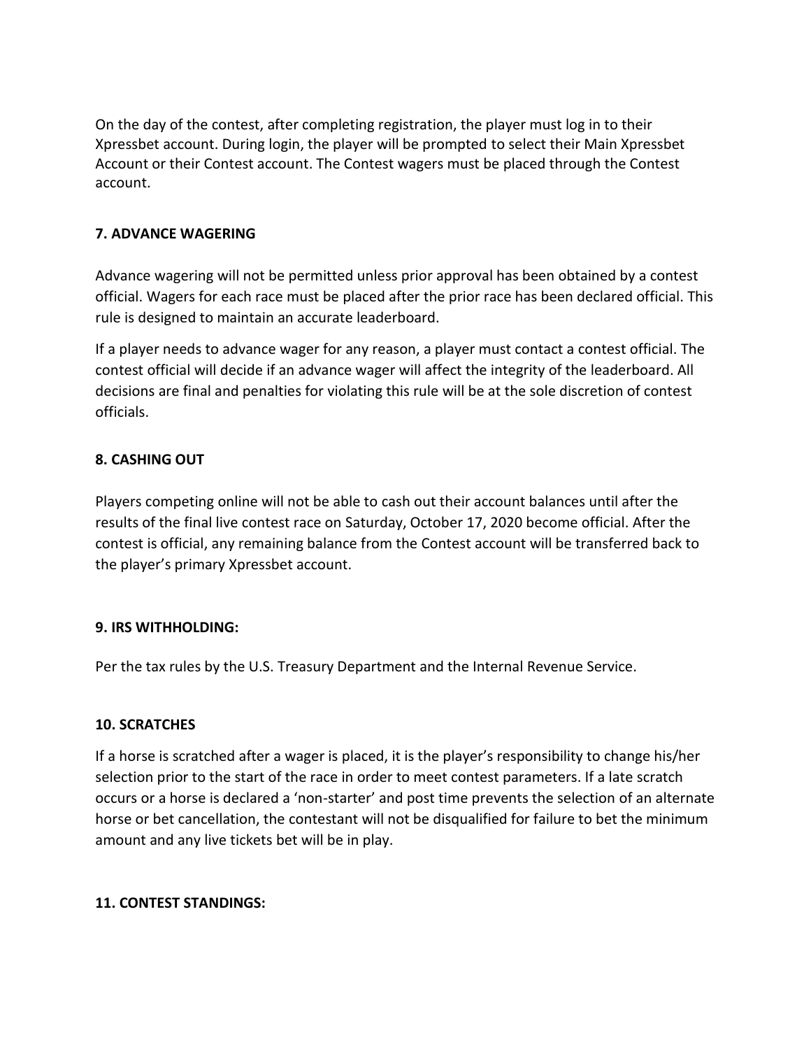On the day of the contest, after completing registration, the player must log in to their Xpressbet account. During login, the player will be prompted to select their Main Xpressbet Account or their Contest account. The Contest wagers must be placed through the Contest account.

**7. ADVANCE WAGERING**

Advance wagering will not be permitted unless prior approval has been obtained by a contest official. Wagers for each race must be placed after the prior race has been declared official. This rule is designed to maintain an accurate leaderboard.

If a player needs to advance wager for any reason, a player must contact a contest official. The contest official will decide if an advance wager will affect the integrity of the leaderboard. All decisions are final and penalties for violating this rule will be at the sole discretion of contest officials.

**8. CASHING OUT**

Players competing online will not be able to cash out their account balances until after the results of the final live contest race on Saturday, October 17, 2020 become official. After the contest is official, any remaining balance from the Contest account will be transferred back to the player's primary Xpressbet account.

**9. IRS WITHHOLDING:**

Per the tax rules by the U.S. Treasury Department and the Internal Revenue Service.

**10. SCRATCHES**

If a horse is scratched after a wager is placed, it is the player's responsibility to change his/her selection prior to the start of the race in order to meet contest parameters. If a late scratch occurs or a horse is declared a 'non-starter' and post time prevents the selection of an alternate horse or bet cancellation, the contestant will not be disqualified for failure to bet the minimum amount and any live tickets bet will be in play.

**11. CONTEST STANDINGS:**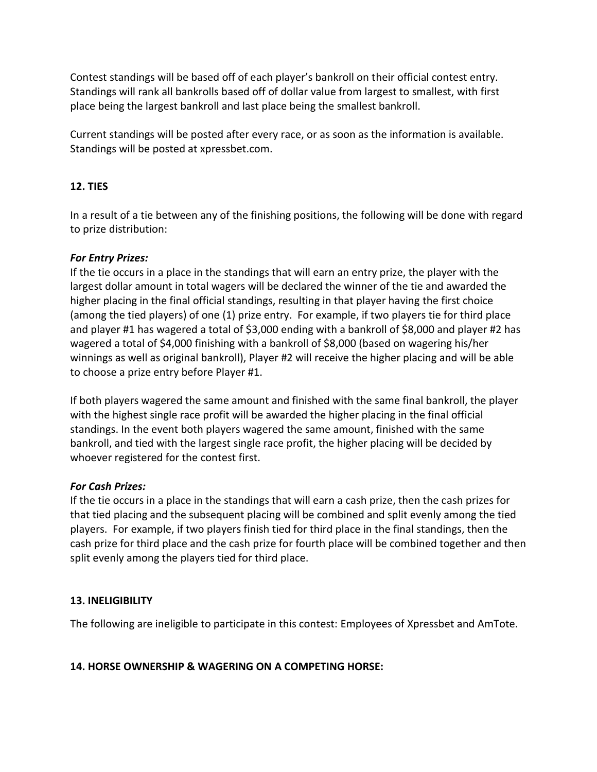Contest standings will be based off of each player's bankroll on their official contest entry. Standings will rank all bankrolls based off of dollar value from largest to smallest, with first place being the largest bankroll and last place being the smallest bankroll.

Current standings will be posted after every race, or as soon as the information is available. Standings will be posted at xpressbet.com.

## 12. TIES

In a result of a tie between any of the finishing positions, the following will be done with regard to prize distribution:

***For Entry Prizes:***
If the tie occurs in a place in the standings that will earn an entry prize, the player with the largest dollar amount in total wagers will be declared the winner of the tie and awarded the higher placing in the final official standings, resulting in that player having the first choice (among the tied players) of one (1) prize entry. For example, if two players tie for third place and player #1 has wagered a total of $3,000 ending with a bankroll of $8,000 and player #2 has wagered a total of $4,000 finishing with a bankroll of $8,000 (based on wagering his/her winnings as well as original bankroll), Player #2 will receive the higher placing and will be able to choose a prize entry before Player #1.

If both players wagered the same amount and finished with the same final bankroll, the player with the highest single race profit will be awarded the higher placing in the final official standings. In the event both players wagered the same amount, finished with the same bankroll, and tied with the largest single race profit, the higher placing will be decided by whoever registered for the contest first.

***For Cash Prizes:***
If the tie occurs in a place in the standings that will earn a cash prize, then the cash prizes for that tied placing and the subsequent placing will be combined and split evenly among the tied players. For example, if two players finish tied for third place in the final standings, then the cash prize for third place and the cash prize for fourth place will be combined together and then split evenly among the players tied for third place.

## 13. INELIGIBILITY

The following are ineligible to participate in this contest: Employees of Xpressbet and AmTote.

## 14. HORSE OWNERSHIP & WAGERING ON A COMPETING HORSE: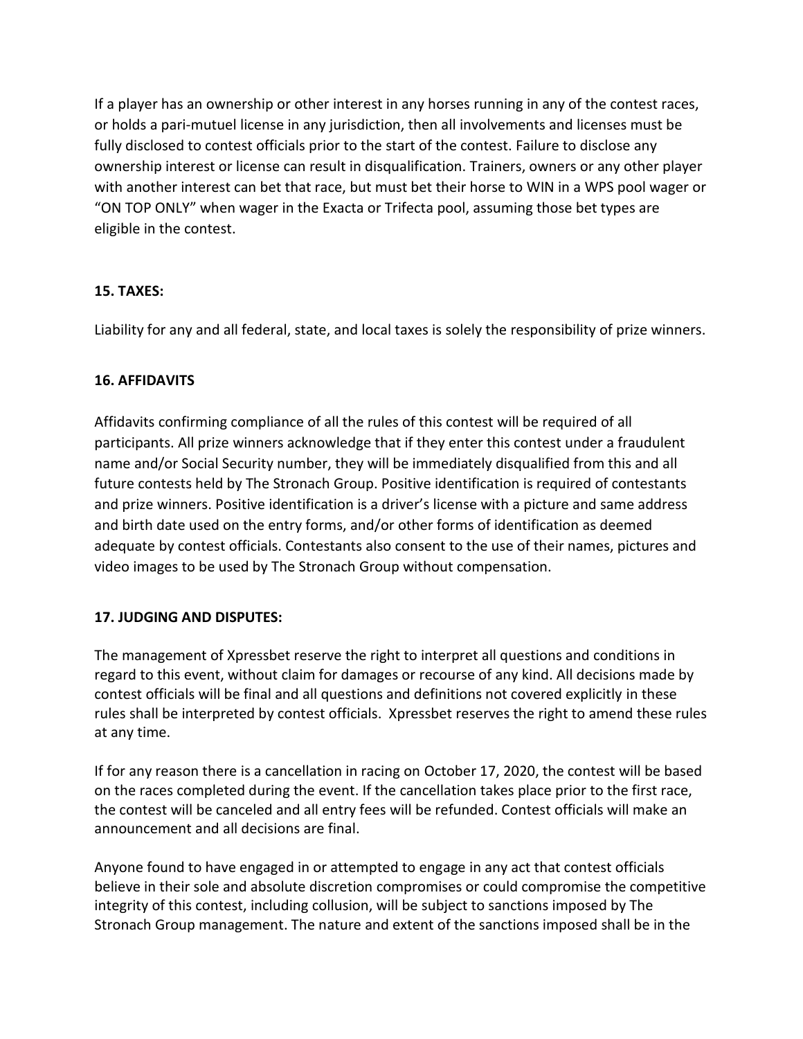If a player has an ownership or other interest in any horses running in any of the contest races, or holds a pari-mutuel license in any jurisdiction, then all involvements and licenses must be fully disclosed to contest officials prior to the start of the contest. Failure to disclose any ownership interest or license can result in disqualification. Trainers, owners or any other player with another interest can bet that race, but must bet their horse to WIN in a WPS pool wager or "ON TOP ONLY" when wager in the Exacta or Trifecta pool, assuming those bet types are eligible in the contest.

**15. TAXES:**

Liability for any and all federal, state, and local taxes is solely the responsibility of prize winners.

**16. AFFIDAVITS**

Affidavits confirming compliance of all the rules of this contest will be required of all participants. All prize winners acknowledge that if they enter this contest under a fraudulent name and/or Social Security number, they will be immediately disqualified from this and all future contests held by The Stronach Group. Positive identification is required of contestants and prize winners. Positive identification is a driver's license with a picture and same address and birth date used on the entry forms, and/or other forms of identification as deemed adequate by contest officials. Contestants also consent to the use of their names, pictures and video images to be used by The Stronach Group without compensation.

**17. JUDGING AND DISPUTES:**

The management of Xpressbet reserve the right to interpret all questions and conditions in regard to this event, without claim for damages or recourse of any kind. All decisions made by contest officials will be final and all questions and definitions not covered explicitly in these rules shall be interpreted by contest officials. Xpressbet reserves the right to amend these rules at any time.

If for any reason there is a cancellation in racing on October 17, 2020, the contest will be based on the races completed during the event. If the cancellation takes place prior to the first race, the contest will be canceled and all entry fees will be refunded. Contest officials will make an announcement and all decisions are final.

Anyone found to have engaged in or attempted to engage in any act that contest officials believe in their sole and absolute discretion compromises or could compromise the competitive integrity of this contest, including collusion, will be subject to sanctions imposed by The Stronach Group management. The nature and extent of the sanctions imposed shall be in the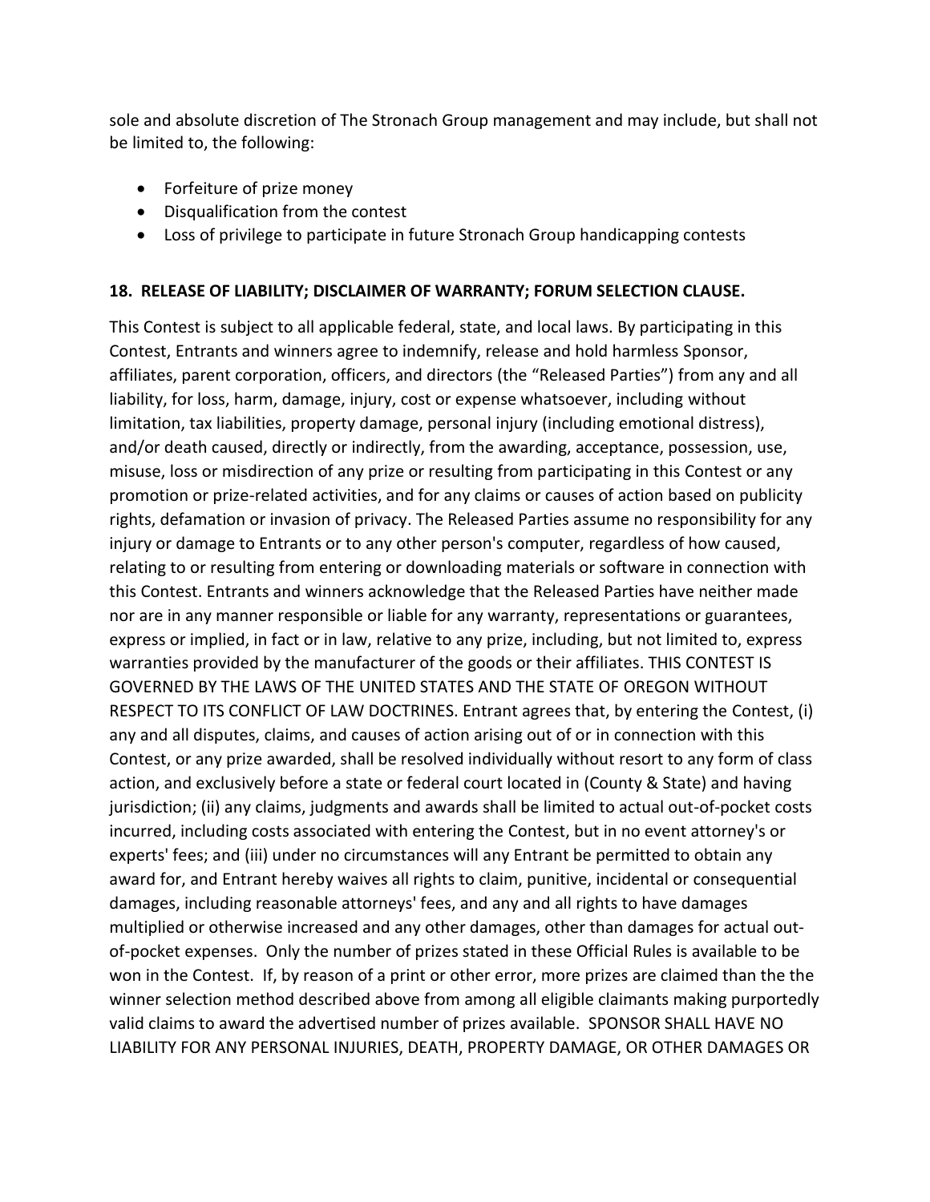sole and absolute discretion of The Stronach Group management and may include, but shall not be limited to, the following:

- Forfeiture of prize money
- Disqualification from the contest
- Loss of privilege to participate in future Stronach Group handicapping contests

**18. RELEASE OF LIABILITY; DISCLAIMER OF WARRANTY; FORUM SELECTION CLAUSE.**

This Contest is subject to all applicable federal, state, and local laws. By participating in this Contest, Entrants and winners agree to indemnify, release and hold harmless Sponsor, affiliates, parent corporation, officers, and directors (the "Released Parties") from any and all liability, for loss, harm, damage, injury, cost or expense whatsoever, including without limitation, tax liabilities, property damage, personal injury (including emotional distress), and/or death caused, directly or indirectly, from the awarding, acceptance, possession, use, misuse, loss or misdirection of any prize or resulting from participating in this Contest or any promotion or prize-related activities, and for any claims or causes of action based on publicity rights, defamation or invasion of privacy. The Released Parties assume no responsibility for any injury or damage to Entrants or to any other person's computer, regardless of how caused, relating to or resulting from entering or downloading materials or software in connection with this Contest. Entrants and winners acknowledge that the Released Parties have neither made nor are in any manner responsible or liable for any warranty, representations or guarantees, express or implied, in fact or in law, relative to any prize, including, but not limited to, express warranties provided by the manufacturer of the goods or their affiliates. THIS CONTEST IS GOVERNED BY THE LAWS OF THE UNITED STATES AND THE STATE OF OREGON WITHOUT RESPECT TO ITS CONFLICT OF LAW DOCTRINES. Entrant agrees that, by entering the Contest, (i) any and all disputes, claims, and causes of action arising out of or in connection with this Contest, or any prize awarded, shall be resolved individually without resort to any form of class action, and exclusively before a state or federal court located in (County & State) and having jurisdiction; (ii) any claims, judgments and awards shall be limited to actual out-of-pocket costs incurred, including costs associated with entering the Contest, but in no event attorney's or experts' fees; and (iii) under no circumstances will any Entrant be permitted to obtain any award for, and Entrant hereby waives all rights to claim, punitive, incidental or consequential damages, including reasonable attorneys' fees, and any and all rights to have damages multiplied or otherwise increased and any other damages, other than damages for actual out-of-pocket expenses. Only the number of prizes stated in these Official Rules is available to be won in the Contest. If, by reason of a print or other error, more prizes are claimed than the the winner selection method described above from among all eligible claimants making purportedly valid claims to award the advertised number of prizes available. SPONSOR SHALL HAVE NO LIABILITY FOR ANY PERSONAL INJURIES, DEATH, PROPERTY DAMAGE, OR OTHER DAMAGES OR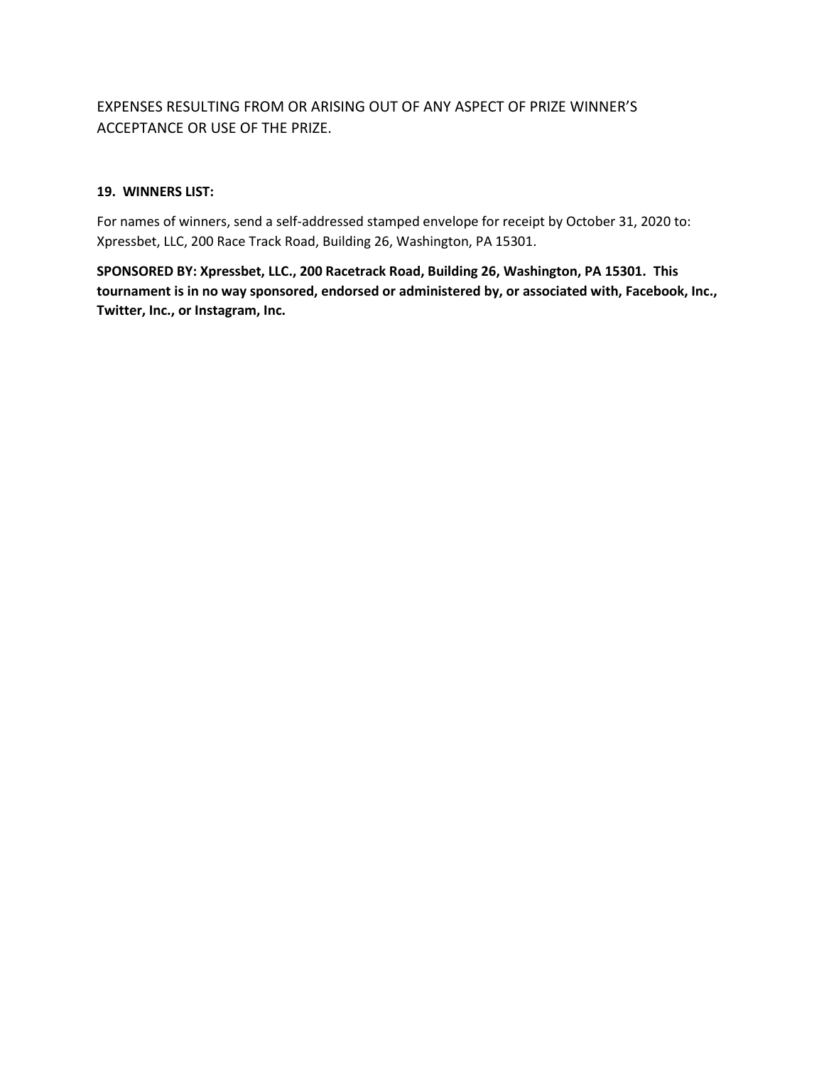EXPENSES RESULTING FROM OR ARISING OUT OF ANY ASPECT OF PRIZE WINNER'S ACCEPTANCE OR USE OF THE PRIZE.

**19. WINNERS LIST:**

For names of winners, send a self-addressed stamped envelope for receipt by October 31, 2020 to: Xpressbet, LLC, 200 Race Track Road, Building 26, Washington, PA 15301.

**SPONSORED BY: Xpressbet, LLC., 200 Racetrack Road, Building 26, Washington, PA 15301. This tournament is in no way sponsored, endorsed or administered by, or associated with, Facebook, Inc., Twitter, Inc., or Instagram, Inc.**